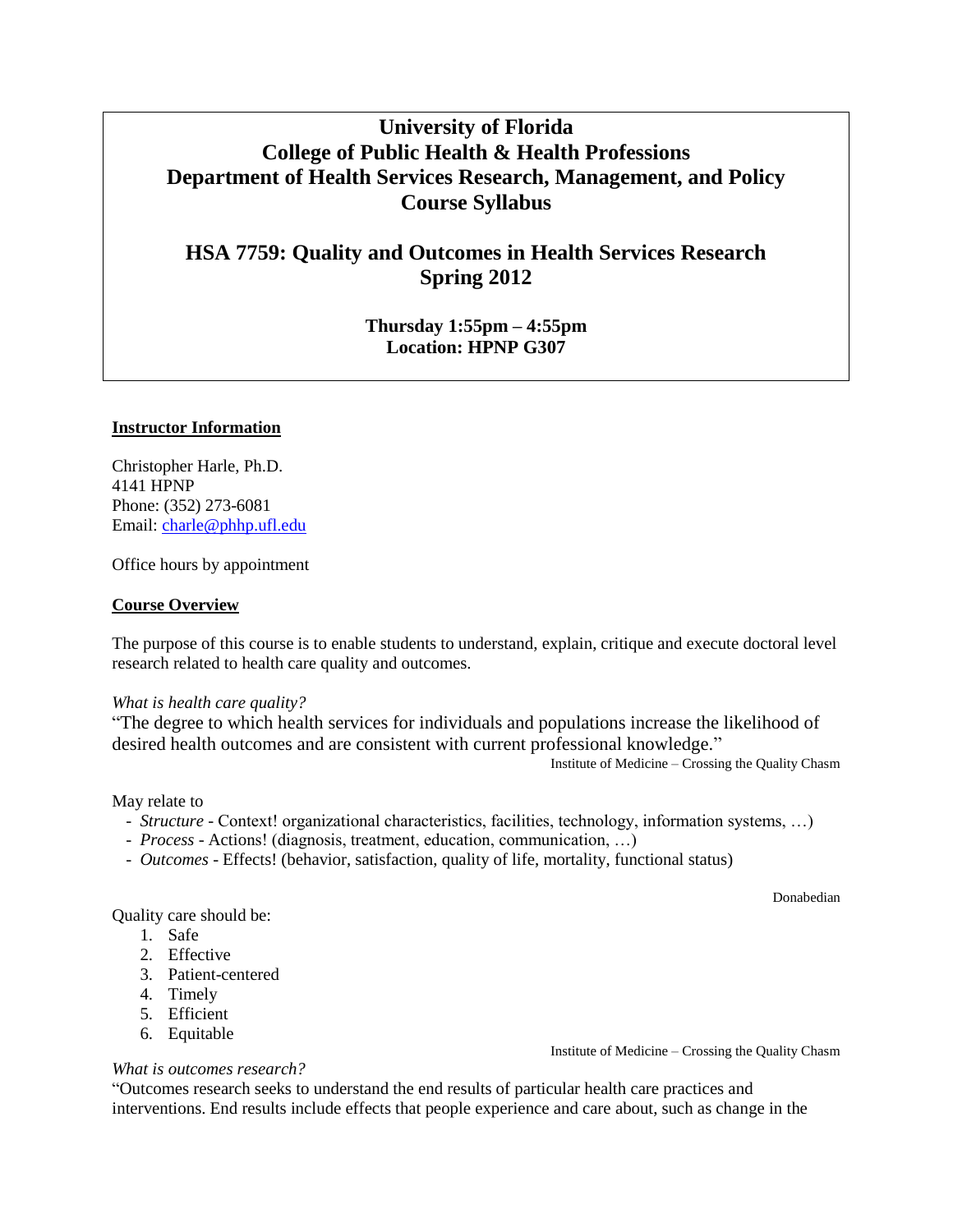# University of Florida
# College of Public Health & Health Professions
# Department of Health Services Research, Management, and Policy
# Course Syllabus

## HSA 7759: Quality and Outcomes in Health Services Research
## Spring 2012

**Thursday 1:55pm – 4:55pm**
**Location: HPNP G307**

### Instructor Information

Christopher Harle, Ph.D.
4141 HPNP
Phone: (352) 273-6081
Email: charle@phhp.ufl.edu

Office hours by appointment

### Course Overview

The purpose of this course is to enable students to understand, explain, critique and execute doctoral level research related to health care quality and outcomes.

*What is health care quality?*

"The degree to which health services for individuals and populations increase the likelihood of desired health outcomes and are consistent with current professional knowledge."

Institute of Medicine – Crossing the Quality Chasm

May relate to

- *Structure* - Context! organizational characteristics, facilities, technology, information systems, …)
- *Process* - Actions! (diagnosis, treatment, education, communication, …)
- *Outcomes* - Effects! (behavior, satisfaction, quality of life, mortality, functional status)

Donabedian

Quality care should be:

1. Safe
2. Effective
3. Patient-centered
4. Timely
5. Efficient
6. Equitable

Institute of Medicine – Crossing the Quality Chasm

*What is outcomes research?*

"Outcomes research seeks to understand the end results of particular health care practices and interventions. End results include effects that people experience and care about, such as change in the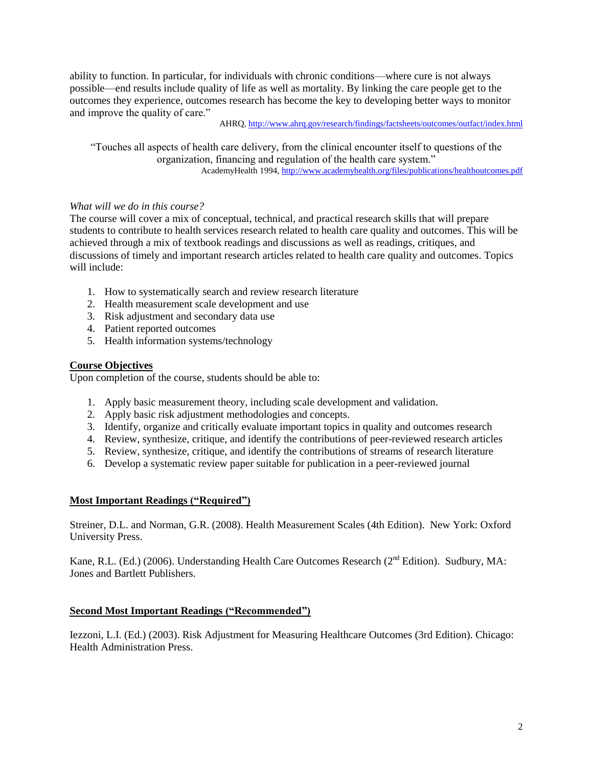ability to function. In particular, for individuals with chronic conditions—where cure is not always possible—end results include quality of life as well as mortality. By linking the care people get to the outcomes they experience, outcomes research has become the key to developing better ways to monitor and improve the quality of care."

AHRQ, http://www.ahrq.gov/research/findings/factsheets/outcomes/outfact/index.html

"Touches all aspects of health care delivery, from the clinical encounter itself to questions of the organization, financing and regulation of the health care system."

AcademyHealth 1994, http://www.academyhealth.org/files/publications/healthoutcomes.pdf

*What will we do in this course?*

The course will cover a mix of conceptual, technical, and practical research skills that will prepare students to contribute to health services research related to health care quality and outcomes. This will be achieved through a mix of textbook readings and discussions as well as readings, critiques, and discussions of timely and important research articles related to health care quality and outcomes. Topics will include:

1. How to systematically search and review research literature
2. Health measurement scale development and use
3. Risk adjustment and secondary data use
4. Patient reported outcomes
5. Health information systems/technology

## Course Objectives

Upon completion of the course, students should be able to:

1. Apply basic measurement theory, including scale development and validation.
2. Apply basic risk adjustment methodologies and concepts.
3. Identify, organize and critically evaluate important topics in quality and outcomes research
4. Review, synthesize, critique, and identify the contributions of peer-reviewed research articles
5. Review, synthesize, critique, and identify the contributions of streams of research literature
6. Develop a systematic review paper suitable for publication in a peer-reviewed journal

## Most Important Readings ("Required")

Streiner, D.L. and Norman, G.R. (2008). Health Measurement Scales (4th Edition). New York: Oxford University Press.

Kane, R.L. (Ed.) (2006). Understanding Health Care Outcomes Research (2nd Edition). Sudbury, MA: Jones and Bartlett Publishers.

## Second Most Important Readings ("Recommended")

Iezzoni, L.I. (Ed.) (2003). Risk Adjustment for Measuring Healthcare Outcomes (3rd Edition). Chicago: Health Administration Press.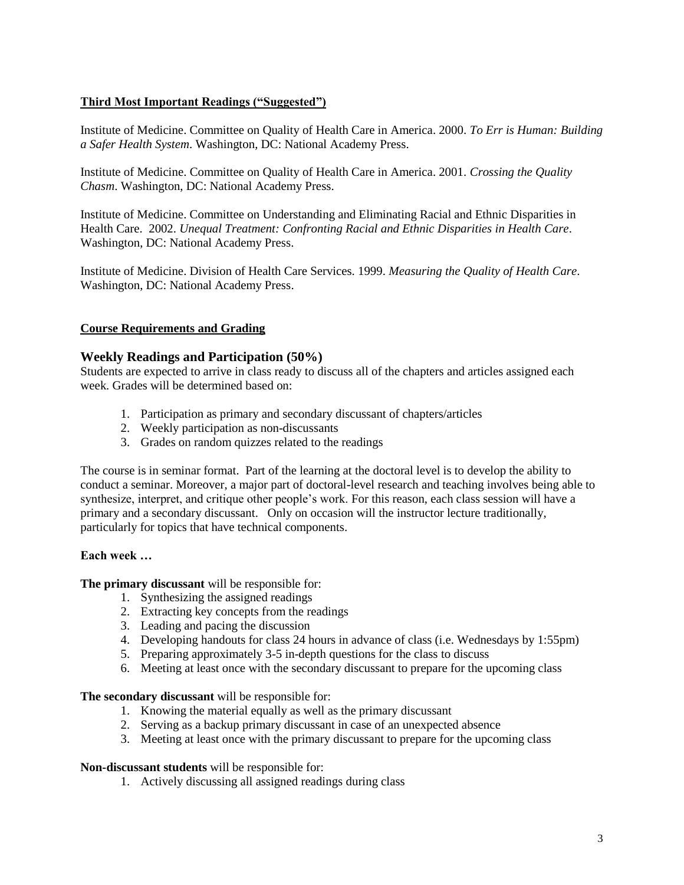**Third Most Important Readings ("Suggested")**

Institute of Medicine. Committee on Quality of Health Care in America. 2000. *To Err is Human: Building a Safer Health System*. Washington, DC: National Academy Press.

Institute of Medicine. Committee on Quality of Health Care in America. 2001. *Crossing the Quality Chasm*. Washington, DC: National Academy Press.

Institute of Medicine. Committee on Understanding and Eliminating Racial and Ethnic Disparities in Health Care. 2002. *Unequal Treatment: Confronting Racial and Ethnic Disparities in Health Care*. Washington, DC: National Academy Press.

Institute of Medicine. Division of Health Care Services. 1999. *Measuring the Quality of Health Care*. Washington, DC: National Academy Press.

**Course Requirements and Grading**

### Weekly Readings and Participation (50%)

Students are expected to arrive in class ready to discuss all of the chapters and articles assigned each week. Grades will be determined based on:

1. Participation as primary and secondary discussant of chapters/articles
2. Weekly participation as non-discussants
3. Grades on random quizzes related to the readings

The course is in seminar format. Part of the learning at the doctoral level is to develop the ability to conduct a seminar. Moreover, a major part of doctoral-level research and teaching involves being able to synthesize, interpret, and critique other people's work. For this reason, each class session will have a primary and a secondary discussant. Only on occasion will the instructor lecture traditionally, particularly for topics that have technical components.

**Each week …**

**The primary discussant** will be responsible for:

1. Synthesizing the assigned readings
2. Extracting key concepts from the readings
3. Leading and pacing the discussion
4. Developing handouts for class 24 hours in advance of class (i.e. Wednesdays by 1:55pm)
5. Preparing approximately 3-5 in-depth questions for the class to discuss
6. Meeting at least once with the secondary discussant to prepare for the upcoming class

**The secondary discussant** will be responsible for:

1. Knowing the material equally as well as the primary discussant
2. Serving as a backup primary discussant in case of an unexpected absence
3. Meeting at least once with the primary discussant to prepare for the upcoming class

**Non-discussant students** will be responsible for:

1. Actively discussing all assigned readings during class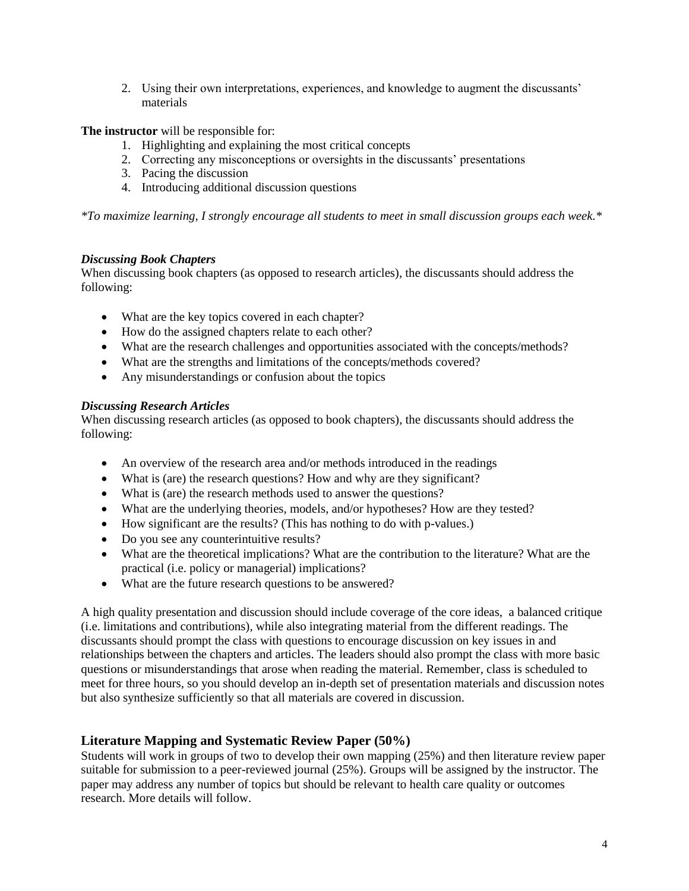2. Using their own interpretations, experiences, and knowledge to augment the discussants' materials

**The instructor** will be responsible for:

1. Highlighting and explaining the most critical concepts
2. Correcting any misconceptions or oversights in the discussants' presentations
3. Pacing the discussion
4. Introducing additional discussion questions

*\*To maximize learning, I strongly encourage all students to meet in small discussion groups each week.\**

***Discussing Book Chapters***

When discussing book chapters (as opposed to research articles), the discussants should address the following:

- What are the key topics covered in each chapter?
- How do the assigned chapters relate to each other?
- What are the research challenges and opportunities associated with the concepts/methods?
- What are the strengths and limitations of the concepts/methods covered?
- Any misunderstandings or confusion about the topics

***Discussing Research Articles***

When discussing research articles (as opposed to book chapters), the discussants should address the following:

- An overview of the research area and/or methods introduced in the readings
- What is (are) the research questions? How and why are they significant?
- What is (are) the research methods used to answer the questions?
- What are the underlying theories, models, and/or hypotheses? How are they tested?
- How significant are the results? (This has nothing to do with p-values.)
- Do you see any counterintuitive results?
- What are the theoretical implications? What are the contribution to the literature? What are the practical (i.e. policy or managerial) implications?
- What are the future research questions to be answered?

A high quality presentation and discussion should include coverage of the core ideas, a balanced critique (i.e. limitations and contributions), while also integrating material from the different readings. The discussants should prompt the class with questions to encourage discussion on key issues in and relationships between the chapters and articles. The leaders should also prompt the class with more basic questions or misunderstandings that arose when reading the material. Remember, class is scheduled to meet for three hours, so you should develop an in-depth set of presentation materials and discussion notes but also synthesize sufficiently so that all materials are covered in discussion.

## Literature Mapping and Systematic Review Paper (50%)

Students will work in groups of two to develop their own mapping (25%) and then literature review paper suitable for submission to a peer-reviewed journal (25%). Groups will be assigned by the instructor. The paper may address any number of topics but should be relevant to health care quality or outcomes research. More details will follow.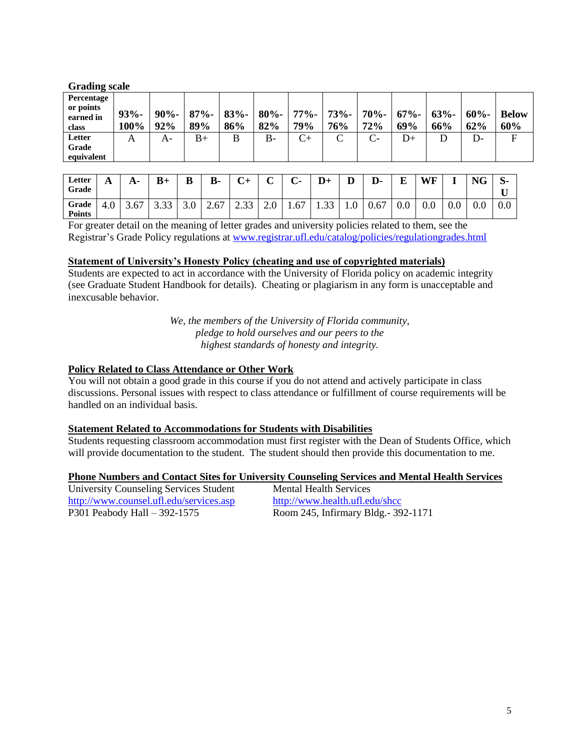**Grading scale**

| Percentage or points earned in class | 93%-100% | 90%-92% | 87%-89% | 83%-86% | 80%-82% | 77%-79% | 73%-76% | 70%-72% | 67%-69% | 63%-66% | 60%-62% | Below 60% |
|---|---|---|---|---|---|---|---|---|---|---|---|---|
| Letter Grade equivalent | A | A- | B+ | B | B- | C+ | C | C- | D+ | D | D- | F |

| Letter Grade | A | A- | B+ | B | B- | C+ | C | C- | D+ | D | D- | E | WF | I | NG | S-U |
|---|---|---|---|---|---|---|---|---|---|---|---|---|---|---|---|---|
| Grade Points | 4.0 | 3.67 | 3.33 | 3.0 | 2.67 | 2.33 | 2.0 | 1.67 | 1.33 | 1.0 | 0.67 | 0.0 | 0.0 | 0.0 | 0.0 | 0.0 |

For greater detail on the meaning of letter grades and university policies related to them, see the Registrar's Grade Policy regulations at www.registrar.ufl.edu/catalog/policies/regulationgrades.html

**Statement of University's Honesty Policy (cheating and use of copyrighted materials)**

Students are expected to act in accordance with the University of Florida policy on academic integrity (see Graduate Student Handbook for details). Cheating or plagiarism in any form is unacceptable and inexcusable behavior.

*We, the members of the University of Florida community,*
*pledge to hold ourselves and our peers to the*
*highest standards of honesty and integrity.*

**Policy Related to Class Attendance or Other Work**

You will not obtain a good grade in this course if you do not attend and actively participate in class discussions. Personal issues with respect to class attendance or fulfillment of course requirements will be handled on an individual basis.

**Statement Related to Accommodations for Students with Disabilities**

Students requesting classroom accommodation must first register with the Dean of Students Office, which will provide documentation to the student. The student should then provide this documentation to me.

**Phone Numbers and Contact Sites for University Counseling Services and Mental Health Services**

University Counseling Services Student
http://www.counsel.ufl.edu/services.asp
P301 Peabody Hall – 392-1575

Mental Health Services
http://www.health.ufl.edu/shcc
Room 245, Infirmary Bldg.- 392-1171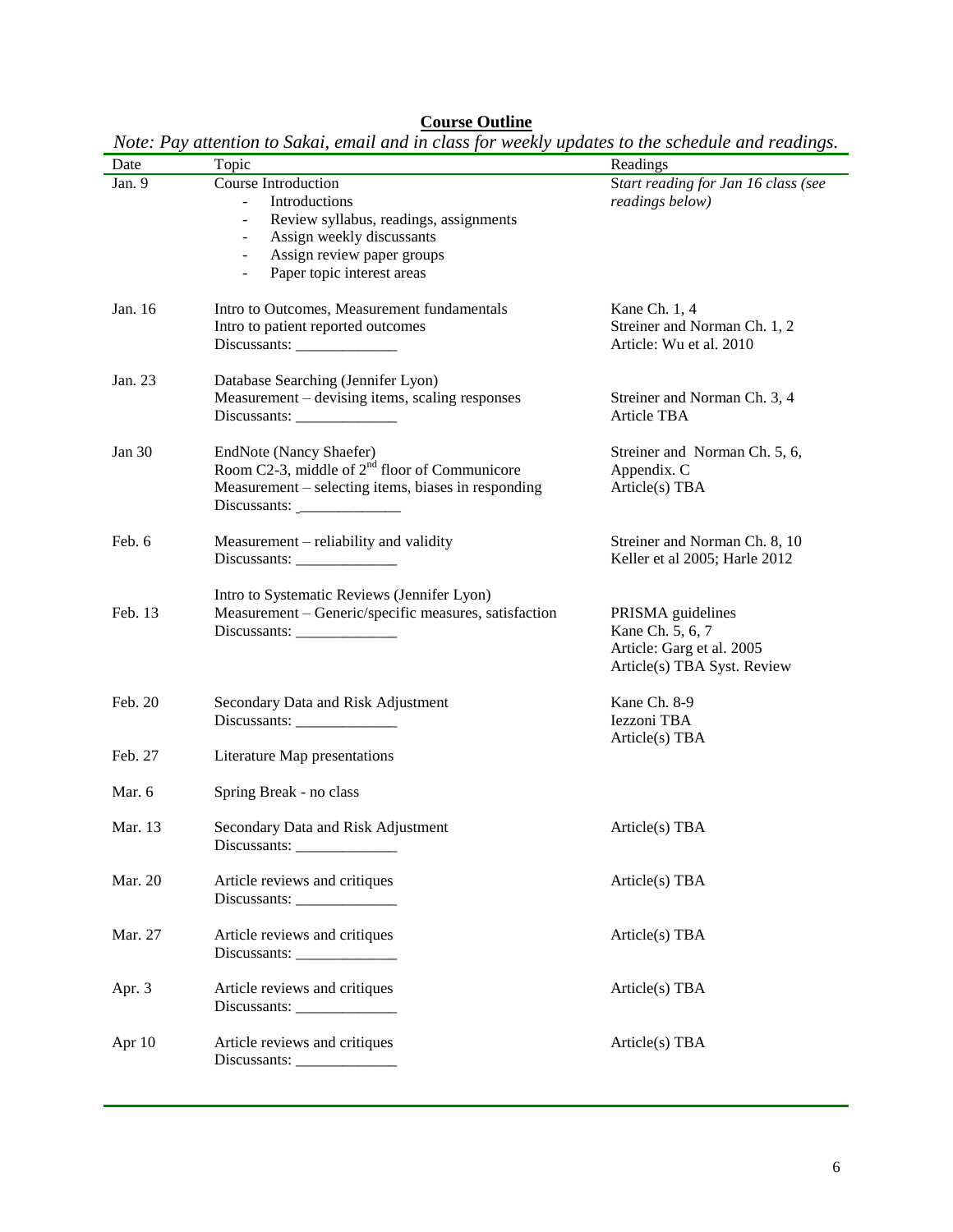**Course Outline**

*Note: Pay attention to Sakai, email and in class for weekly updates to the schedule and readings.*

| Date | Topic | Readings |
|---|---|---|
| Jan. 9 | Course Introduction<br>- Introductions<br>- Review syllabus, readings, assignments<br>- Assign weekly discussants<br>- Assign review paper groups<br>- Paper topic interest areas | *Start reading for Jan 16 class (see readings below)* |
| Jan. 16 | Intro to Outcomes, Measurement fundamentals<br>Intro to patient reported outcomes<br>Discussants: _____________ | Kane Ch. 1, 4<br>Streiner and Norman Ch. 1, 2<br>Article: Wu et al. 2010 |
| Jan. 23 | Database Searching (Jennifer Lyon)<br>Measurement – devising items, scaling responses<br>Discussants: _____________ | Streiner and Norman Ch. 3, 4<br>Article TBA |
| Jan 30 | EndNote (Nancy Shaefer)<br>Room C2-3, middle of 2nd floor of Communicore<br>Measurement – selecting items, biases in responding<br>Discussants: _____________ | Streiner and Norman Ch. 5, 6, Appendix. C<br>Article(s) TBA |
| Feb. 6 | Measurement – reliability and validity<br>Discussants: _____________ | Streiner and Norman Ch. 8, 10<br>Keller et al 2005; Harle 2012 |
| Feb. 13 | Intro to Systematic Reviews (Jennifer Lyon)<br>Measurement – Generic/specific measures, satisfaction<br>Discussants: _____________ | PRISMA guidelines<br>Kane Ch. 5, 6, 7<br>Article: Garg et al. 2005<br>Article(s) TBA Syst. Review |
| Feb. 20 | Secondary Data and Risk Adjustment<br>Discussants: _____________ | Kane Ch. 8-9<br>Iezzoni TBA<br>Article(s) TBA |
| Feb. 27 | Literature Map presentations | |
| Mar. 6 | Spring Break - no class | |
| Mar. 13 | Secondary Data and Risk Adjustment<br>Discussants: _____________ | Article(s) TBA |
| Mar. 20 | Article reviews and critiques<br>Discussants: _____________ | Article(s) TBA |
| Mar. 27 | Article reviews and critiques<br>Discussants: _____________ | Article(s) TBA |
| Apr. 3 | Article reviews and critiques<br>Discussants: _____________ | Article(s) TBA |
| Apr 10 | Article reviews and critiques<br>Discussants: _____________ | Article(s) TBA |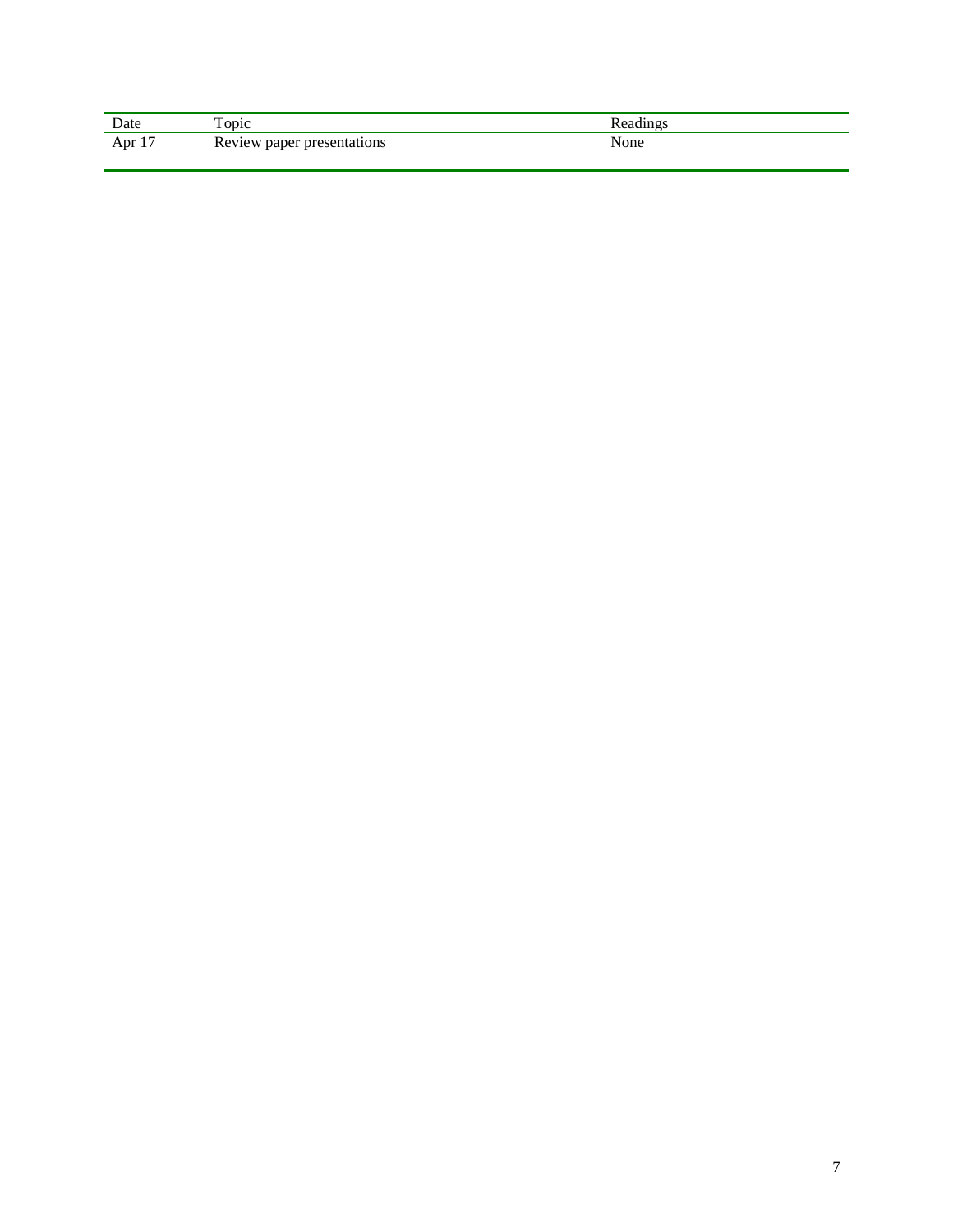| Date | Topic | Readings |
| --- | --- | --- |
| Apr 17 | Review paper presentations | None |